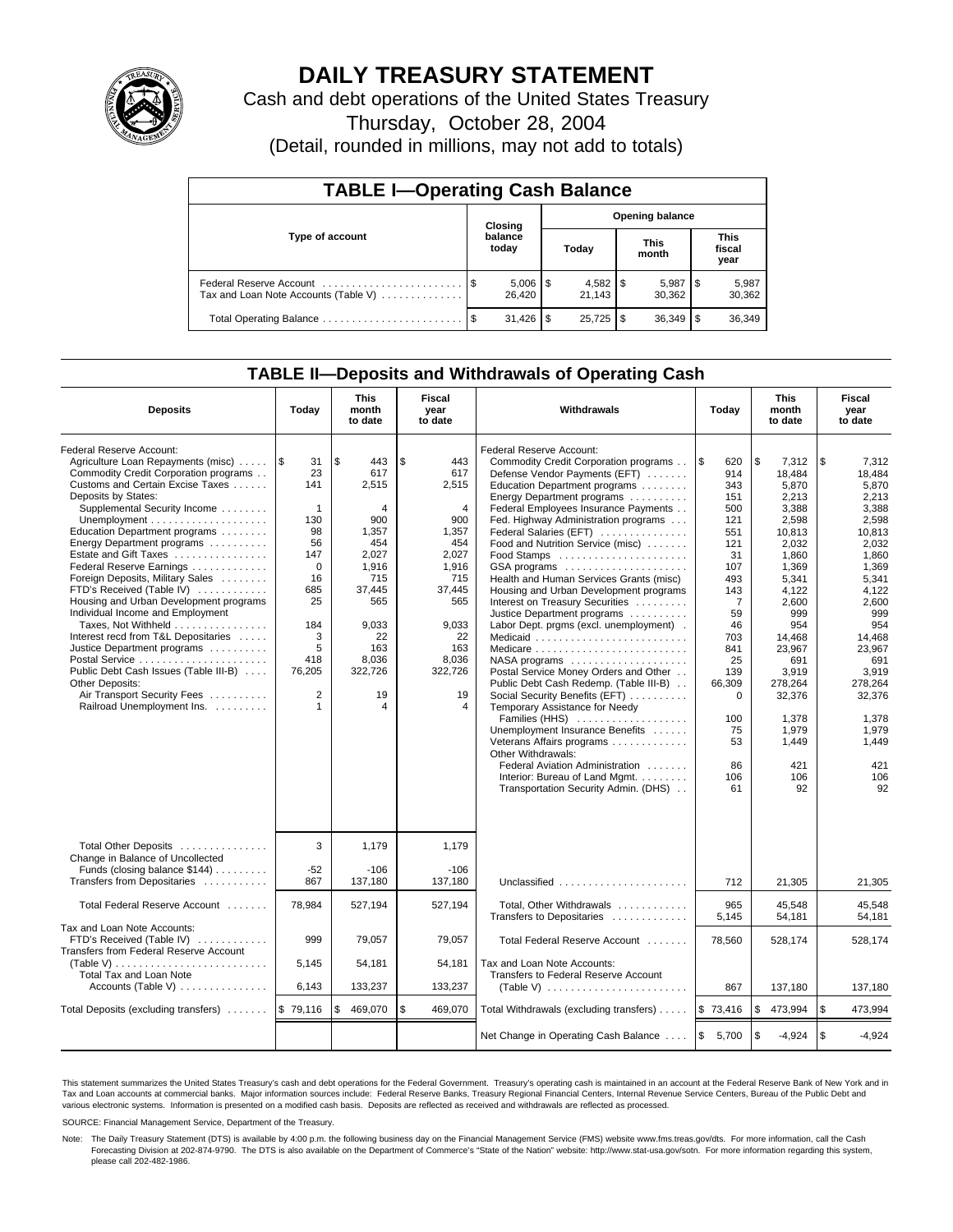# DAILY TREASURY STATEMENT

Cash and debt operations of the United States Treasury

Thursday, October 28, 2004

(Detail, rounded in millions, may not add to totals)

## TABLE I—Operating Cash Balance

| Type of account | Closing balance today | Opening balance Today | Opening balance This month | Opening balance This fiscal year |
|---|---|---|---|---|
| Federal Reserve Account | $ 5,006 | $ 4,582 | $ 5,987 | $ 5,987 |
| Tax and Loan Note Accounts (Table V) | 26,420 | 21,143 | 30,362 | 30,362 |
| Total Operating Balance | $ 31,426 | $ 25,725 | $ 36,349 | $ 36,349 |

## TABLE II—Deposits and Withdrawals of Operating Cash

| Deposits | Today | This month to date | Fiscal year to date |
|---|---|---|---|
| Federal Reserve Account: | | | |
| Agriculture Loan Repayments (misc) | $ 31 | $ 443 | $ 443 |
| Commodity Credit Corporation programs | 23 | 617 | 617 |
| Customs and Certain Excise Taxes | 141 | 2,515 | 2,515 |
| Deposits by States: | | | |
| Supplemental Security Income | 1 | 4 | 4 |
| Unemployment | 130 | 900 | 900 |
| Education Department programs | 98 | 1,357 | 1,357 |
| Energy Department programs | 56 | 454 | 454 |
| Estate and Gift Taxes | 147 | 2,027 | 2,027 |
| Federal Reserve Earnings | 0 | 1,916 | 1,916 |
| Foreign Deposits, Military Sales | 16 | 715 | 715 |
| FTD's Received (Table IV) | 685 | 37,445 | 37,445 |
| Housing and Urban Development programs | 25 | 565 | 565 |
| Individual Income and Employment Taxes, Not Withheld | 184 | 9,033 | 9,033 |
| Interest recd from T&L Depositaries | 3 | 22 | 22 |
| Justice Department programs | 5 | 163 | 163 |
| Postal Service | 418 | 8,036 | 8,036 |
| Public Debt Cash Issues (Table III-B) | 76,205 | 322,726 | 322,726 |
| Other Deposits: | | | |
| Air Transport Security Fees | 2 | 19 | 19 |
| Railroad Unemployment Ins. | 1 | 4 | 4 |
| Total Other Deposits | 3 | 1,179 | 1,179 |
| Change in Balance of Uncollected Funds (closing balance $144) | -52 | -106 | -106 |
| Transfers from Depositaries | 867 | 137,180 | 137,180 |
| Total Federal Reserve Account | 78,984 | 527,194 | 527,194 |
| Tax and Loan Note Accounts: | | | |
| FTD's Received (Table IV) | 999 | 79,057 | 79,057 |
| Transfers from Federal Reserve Account (Table V) | 5,145 | 54,181 | 54,181 |
| Total Tax and Loan Note Accounts (Table V) | 6,143 | 133,237 | 133,237 |
| Total Deposits (excluding transfers) | $ 79,116 | $ 469,070 | $ 469,070 |

| Withdrawals | Today | This month to date | Fiscal year to date |
|---|---|---|---|
| Federal Reserve Account: | | | |
| Commodity Credit Corporation programs | $ 620 | $ 7,312 | $ 7,312 |
| Defense Vendor Payments (EFT) | 914 | 18,484 | 18,484 |
| Education Department programs | 343 | 5,870 | 5,870 |
| Energy Department programs | 151 | 2,213 | 2,213 |
| Federal Employees Insurance Payments | 500 | 3,388 | 3,388 |
| Fed. Highway Administration programs | 121 | 2,598 | 2,598 |
| Federal Salaries (EFT) | 551 | 10,813 | 10,813 |
| Food and Nutrition Service (misc) | 121 | 2,032 | 2,032 |
| Food Stamps | 31 | 1,860 | 1,860 |
| GSA programs | 107 | 1,369 | 1,369 |
| Health and Human Services Grants (misc) | 493 | 5,341 | 5,341 |
| Housing and Urban Development programs | 143 | 4,122 | 4,122 |
| Interest on Treasury Securities | 7 | 2,600 | 2,600 |
| Justice Department programs | 59 | 999 | 999 |
| Labor Dept. prgms (excl. unemployment) | 46 | 954 | 954 |
| Medicaid | 703 | 14,468 | 14,468 |
| Medicare | 841 | 23,967 | 23,967 |
| NASA programs | 25 | 691 | 691 |
| Postal Service Money Orders and Other | 139 | 3,919 | 3,919 |
| Public Debt Cash Redemp. (Table III-B) | 66,309 | 278,264 | 278,264 |
| Social Security Benefits (EFT) | 0 | 32,376 | 32,376 |
| Temporary Assistance for Needy Families (HHS) | 100 | 1,378 | 1,378 |
| Unemployment Insurance Benefits | 75 | 1,979 | 1,979 |
| Veterans Affairs programs | 53 | 1,449 | 1,449 |
| Other Withdrawals: | | | |
| Federal Aviation Administration | 86 | 421 | 421 |
| Interior: Bureau of Land Mgmt. | 106 | 106 | 106 |
| Transportation Security Admin. (DHS) | 61 | 92 | 92 |
| Unclassified | 712 | 21,305 | 21,305 |
| Total, Other Withdrawals | 965 | 45,548 | 45,548 |
| Transfers to Depositaries | 5,145 | 54,181 | 54,181 |
| Total Federal Reserve Account | 78,560 | 528,174 | 528,174 |
| Tax and Loan Note Accounts: | | | |
| Transfers to Federal Reserve Account (Table V) | 867 | 137,180 | 137,180 |
| Total Withdrawals (excluding transfers) | $ 73,416 | $ 473,994 | $ 473,994 |
| Net Change in Operating Cash Balance | $ 5,700 | $ -4,924 | $ -4,924 |

This statement summarizes the United States Treasury's cash and debt operations for the Federal Government. Treasury's operating cash is maintained in an account at the Federal Reserve Bank of New York and in Tax and Loan accounts at commercial banks. Major information sources include: Federal Reserve Banks, Treasury Regional Financial Centers, Internal Revenue Service Centers, Bureau of the Public Debt and various electronic systems. Information is presented on a modified cash basis. Deposits are reflected as received and withdrawals are reflected as processed.

SOURCE: Financial Management Service, Department of the Treasury.

Note: The Daily Treasury Statement (DTS) is available by 4:00 p.m. the following business day on the Financial Management Service (FMS) website www.fms.treas.gov/dts. For more information, call the Cash Forecasting Division at 202-874-9790. The DTS is also available on the Department of Commerce's "State of the Nation" website: http://www.stat-usa.gov/sotn. For more information regarding this system, please call 202-482-1986.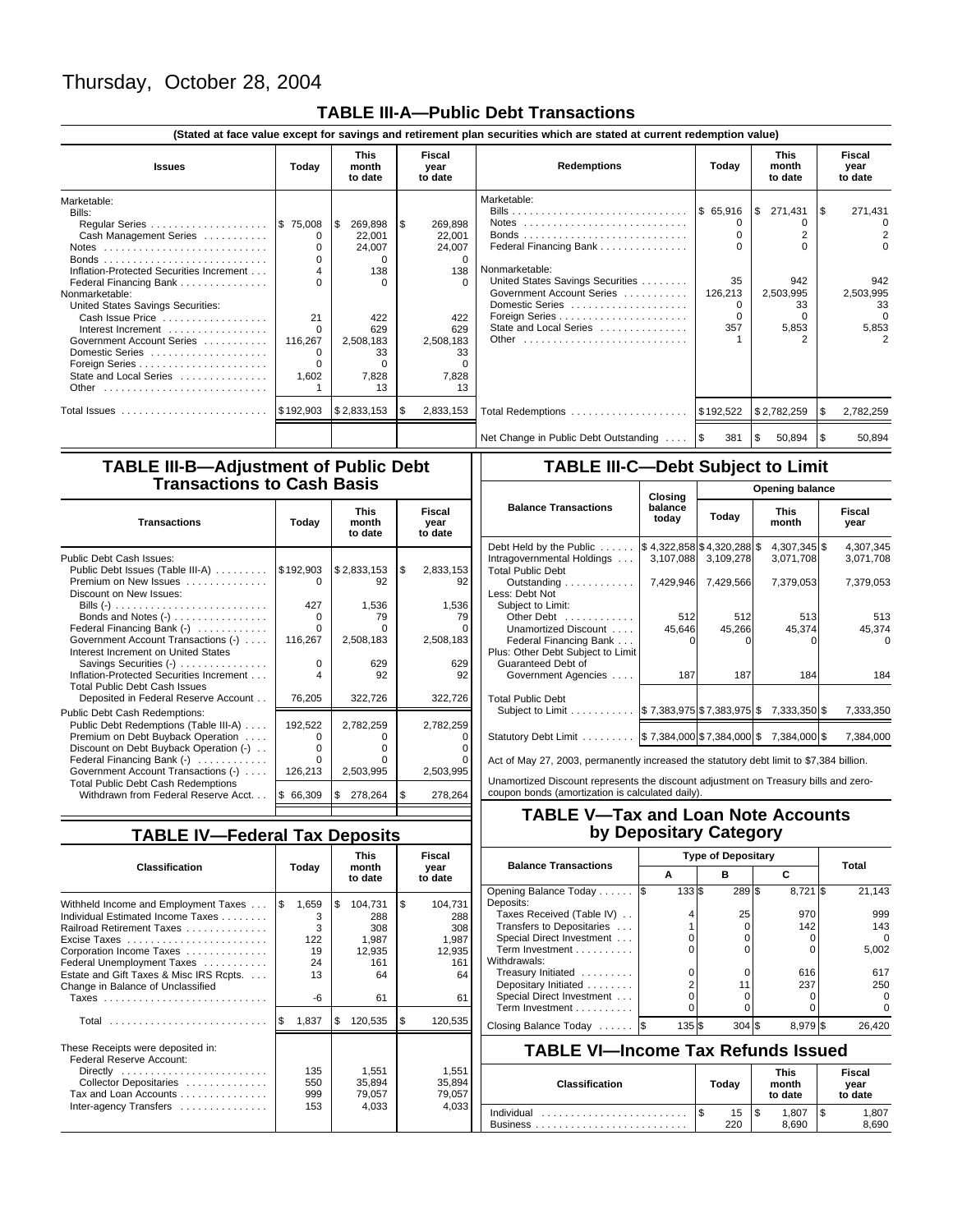Thursday, October 28, 2004

## TABLE III-A—Public Debt Transactions

(Stated at face value except for savings and retirement plan securities which are stated at current redemption value)

| Issues | Today | This month to date | Fiscal year to date |
|---|---|---|---|
| Marketable: | | | |
| Bills: | | | |
| Regular Series | $ 75,008 | $ 269,898 | $ 269,898 |
| Cash Management Series | 0 | 22,001 | 22,001 |
| Notes | 0 | 24,007 | 24,007 |
| Bonds | 0 | 0 | 0 |
| Inflation-Protected Securities Increment | 4 | 138 | 138 |
| Federal Financing Bank | 0 | 0 | 0 |
| Nonmarketable: | | | |
| United States Savings Securities: | | | |
| Cash Issue Price | 21 | 422 | 422 |
| Interest Increment | 0 | 629 | 629 |
| Government Account Series | 116,267 | 2,508,183 | 2,508,183 |
| Domestic Series | 0 | 33 | 33 |
| Foreign Series | 0 | 0 | 0 |
| State and Local Series | 1,602 | 7,828 | 7,828 |
| Other | 1 | 13 | 13 |
| Total Issues | $192,903 | $2,833,153 | $ 2,833,153 |

| Redemptions | Today | This month to date | Fiscal year to date |
|---|---|---|---|
| Marketable: | | | |
| Bills | $ 65,916 | $ 271,431 | $ 271,431 |
| Notes | 0 | 0 | 0 |
| Bonds | 0 | 2 | 2 |
| Federal Financing Bank | 0 | 0 | 0 |
| Nonmarketable: | | | |
| United States Savings Securities | 35 | 942 | 942 |
| Government Account Series | 126,213 | 2,503,995 | 2,503,995 |
| Domestic Series | 0 | 33 | 33 |
| Foreign Series | 0 | 0 | 0 |
| State and Local Series | 357 | 5,853 | 5,853 |
| Other | 1 | 2 | 2 |
| Total Redemptions | $192,522 | $2,782,259 | $ 2,782,259 |
| Net Change in Public Debt Outstanding | $ 381 | $ 50,894 | $ 50,894 |

## TABLE III-B—Adjustment of Public Debt Transactions to Cash Basis

| Transactions | Today | This month to date | Fiscal year to date |
|---|---|---|---|
| Public Debt Cash Issues: | | | |
| Public Debt Issues (Table III-A) | $192,903 | $2,833,153 | $ 2,833,153 |
| Premium on New Issues | 0 | 92 | 92 |
| Discount on New Issues: | | | |
| Bills (-) | 427 | 1,536 | 1,536 |
| Bonds and Notes (-) | 0 | 79 | 79 |
| Federal Financing Bank (-) | 0 | 0 | 0 |
| Government Account Transactions (-) | 116,267 | 2,508,183 | 2,508,183 |
| Interest Increment on United States Savings Securities (-) | 0 | 629 | 629 |
| Inflation-Protected Securities Increment | 4 | 92 | 92 |
| Total Public Debt Cash Issues Deposited in Federal Reserve Account | 76,205 | 322,726 | 322,726 |
| Public Debt Cash Redemptions: | | | |
| Public Debt Redemptions (Table III-A) | 192,522 | 2,782,259 | 2,782,259 |
| Premium on Debt Buyback Operation | 0 | 0 | 0 |
| Discount on Debt Buyback Operation (-) | 0 | 0 | 0 |
| Federal Financing Bank (-) | 0 | 0 | 0 |
| Government Account Transactions (-) | 126,213 | 2,503,995 | 2,503,995 |
| Total Public Debt Cash Redemptions Withdrawn from Federal Reserve Acct. | $ 66,309 | $ 278,264 | $ 278,264 |

## TABLE III-C—Debt Subject to Limit

| Balance Transactions | Closing balance today | Opening balance Today | Opening balance This month | Opening balance Fiscal year |
|---|---|---|---|---|
| Debt Held by the Public | $ 4,322,858 | $ 4,320,288 | $ 4,307,345 | $ 4,307,345 |
| Intragovernmental Holdings | 3,107,088 | 3,109,278 | 3,071,708 | 3,071,708 |
| Total Public Debt Outstanding | 7,429,946 | 7,429,566 | 7,379,053 | 7,379,053 |
| Less: Debt Not Subject to Limit: | | | | |
| Other Debt | 512 | 512 | 513 | 513 |
| Unamortized Discount | 45,646 | 45,266 | 45,374 | 45,374 |
| Federal Financing Bank | 0 | 0 | 0 | 0 |
| Plus: Other Debt Subject to Limit Guaranteed Debt of Government Agencies | 187 | 187 | 184 | 184 |
| Total Public Debt Subject to Limit | $ 7,383,975 | $ 7,383,975 | $ 7,333,350 | $ 7,333,350 |
| Statutory Debt Limit | $ 7,384,000 | $ 7,384,000 | $ 7,384,000 | $ 7,384,000 |

Act of May 27, 2003, permanently increased the statutory debt limit to $7,384 billion.

Unamortized Discount represents the discount adjustment on Treasury bills and zero-coupon bonds (amortization is calculated daily).

## TABLE IV—Federal Tax Deposits

| Classification | Today | This month to date | Fiscal year to date |
|---|---|---|---|
| Withheld Income and Employment Taxes | $ 1,659 | $ 104,731 | $ 104,731 |
| Individual Estimated Income Taxes | 3 | 288 | 288 |
| Railroad Retirement Taxes | 3 | 308 | 308 |
| Excise Taxes | 122 | 1,987 | 1,987 |
| Corporation Income Taxes | 19 | 12,935 | 12,935 |
| Federal Unemployment Taxes | 24 | 161 | 161 |
| Estate and Gift Taxes & Misc IRS Rcpts. | 13 | 64 | 64 |
| Change in Balance of Unclassified Taxes | -6 | 61 | 61 |
| Total | $ 1,837 | $ 120,535 | $ 120,535 |
| These Receipts were deposited in: | | | |
| Federal Reserve Account: | | | |
| Directly | 135 | 1,551 | 1,551 |
| Collector Depositaries | 550 | 35,894 | 35,894 |
| Tax and Loan Accounts | 999 | 79,057 | 79,057 |
| Inter-agency Transfers | 153 | 4,033 | 4,033 |

## TABLE V—Tax and Loan Note Accounts by Depositary Category

| Balance Transactions | Type of Depositary A | B | C | Total |
|---|---|---|---|---|
| Opening Balance Today | $ 133 | $ 289 | $ 8,721 | $ 21,143 |
| Deposits: | | | | |
| Taxes Received (Table IV) | 4 | 25 | 970 | 999 |
| Transfers to Depositaries | 1 | 0 | 142 | 143 |
| Special Direct Investment | 0 | 0 | 0 | 0 |
| Term Investment | 0 | 0 | 0 | 5,002 |
| Withdrawals: | | | | |
| Treasury Initiated | 0 | 0 | 616 | 617 |
| Depositary Initiated | 2 | 11 | 237 | 250 |
| Special Direct Investment | 0 | 0 | 0 | 0 |
| Term Investment | 0 | 0 | 0 | 0 |
| Closing Balance Today | $ 135 | $ 304 | $ 8,979 | $ 26,420 |

## TABLE VI—Income Tax Refunds Issued

| Classification | Today | This month to date | Fiscal year to date |
|---|---|---|---|
| Individual | $ 15 | $ 1,807 | $ 1,807 |
| Business | 220 | 8,690 | 8,690 |